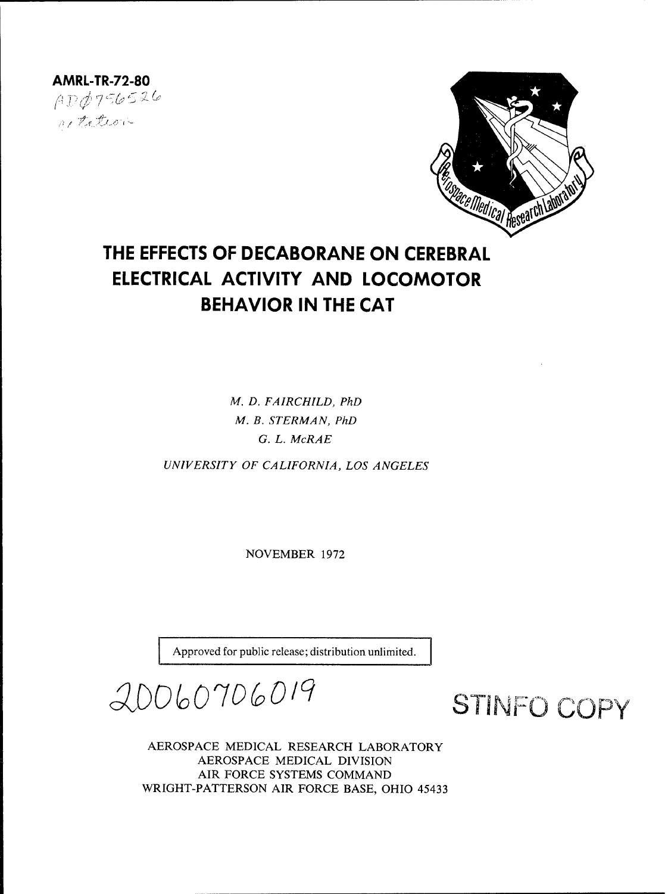**AMRL-TR-72-80**

AD Ø 756526

citation

# THE EFFECTS OF DECABORANE ON CEREBRAL ELECTRICAL ACTIVITY AND LOCOMOTOR BEHAVIOR IN THE CAT

*M. D. FAIRCHILD, PhD*

*M. B. STERMAN, PhD*

*G. L. McRAE*

*UNIVERSITY OF CALIFORNIA, LOS ANGELES*

NOVEMBER 1972

Approved for public release; distribution unlimited.

20060706019

STINFO COPY

AEROSPACE MEDICAL RESEARCH LABORATORY
AEROSPACE MEDICAL DIVISION
AIR FORCE SYSTEMS COMMAND
WRIGHT-PATTERSON AIR FORCE BASE, OHIO 45433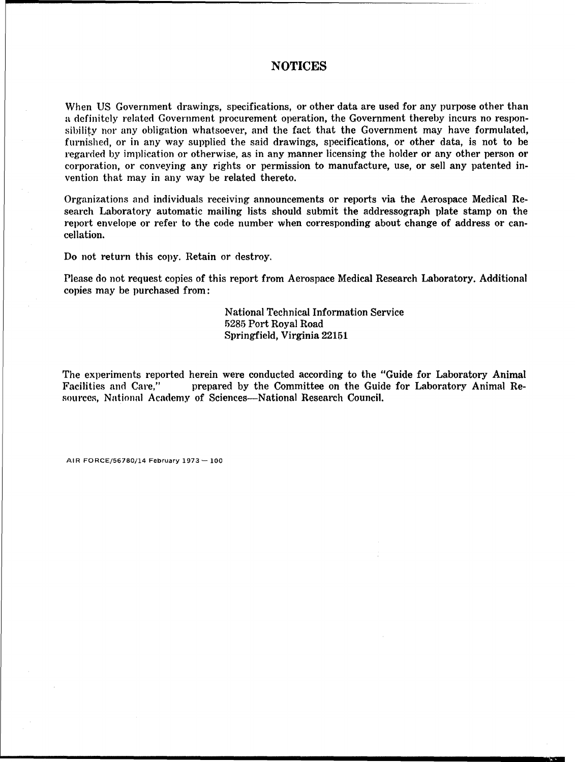# NOTICES

When US Government drawings, specifications, or other data are used for any purpose other than a definitely related Government procurement operation, the Government thereby incurs no responsibility nor any obligation whatsoever, and the fact that the Government may have formulated, furnished, or in any way supplied the said drawings, specifications, or other data, is not to be regarded by implication or otherwise, as in any manner licensing the holder or any other person or corporation, or conveying any rights or permission to manufacture, use, or sell any patented invention that may in any way be related thereto.

Organizations and individuals receiving announcements or reports via the Aerospace Medical Research Laboratory automatic mailing lists should submit the addressograph plate stamp on the report envelope or refer to the code number when corresponding about change of address or cancellation.

Do not return this copy. Retain or destroy.

Please do not request copies of this report from Aerospace Medical Research Laboratory. Additional copies may be purchased from:

National Technical Information Service
5285 Port Royal Road
Springfield, Virginia 22151

The experiments reported herein were conducted according to the "Guide for Laboratory Animal Facilities and Care," prepared by the Committee on the Guide for Laboratory Animal Resources, National Academy of Sciences—National Research Council.

AIR FORCE/56780/14 February 1973 — 100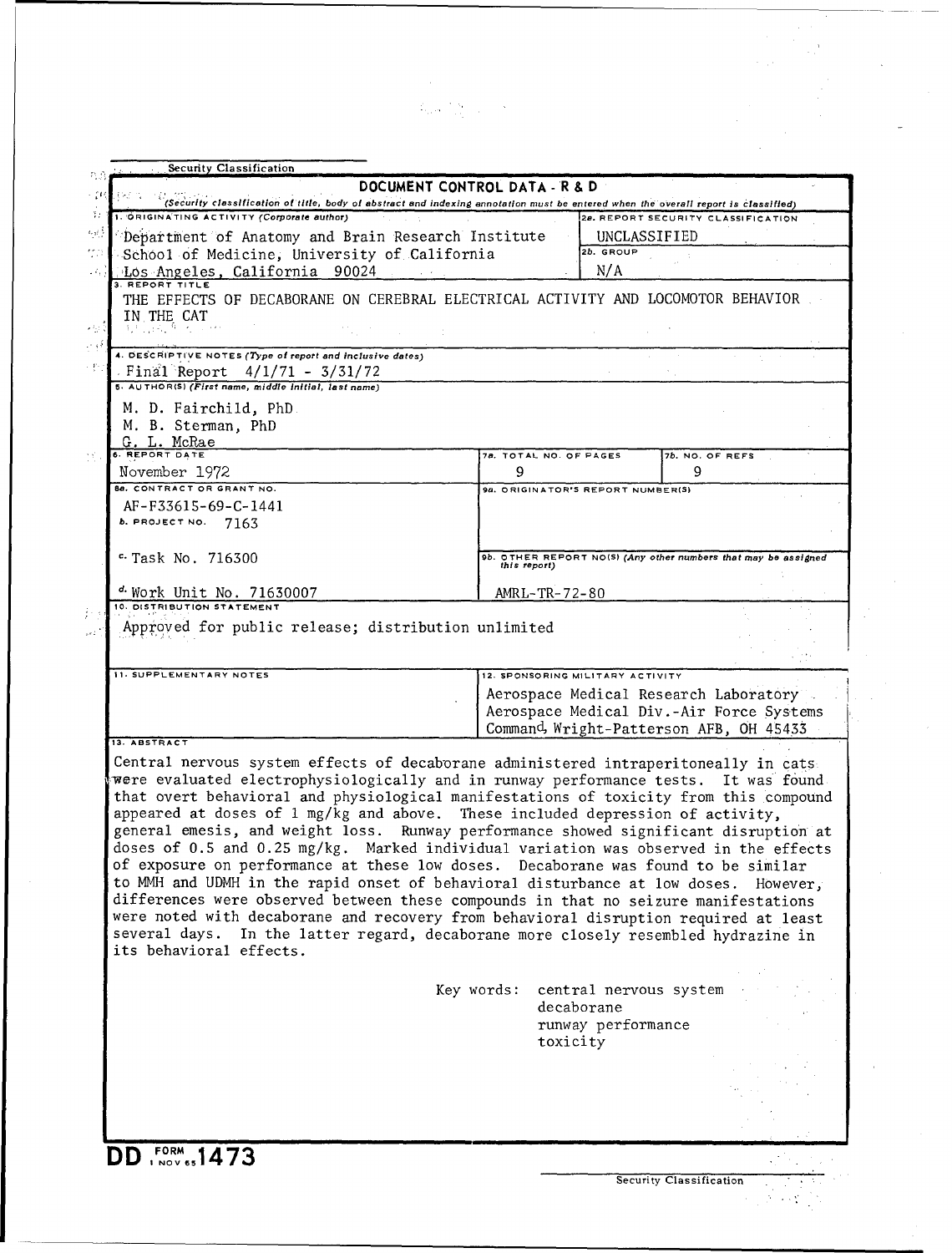Security Classification

# DOCUMENT CONTROL DATA - R & D

*(Security classification of title, body of abstract and indexing annotation must be entered when the overall report is classified)*

| | |
|---|---|
| 1. ORIGINATING ACTIVITY (Corporate author)<br>Department of Anatomy and Brain Research Institute<br>School of Medicine, University of California<br>Los Angeles, California 90024 | 2a. REPORT SECURITY CLASSIFICATION<br>UNCLASSIFIED<br>2b. GROUP<br>N/A |

**3. REPORT TITLE**

THE EFFECTS OF DECABORANE ON CEREBRAL ELECTRICAL ACTIVITY AND LOCOMOTOR BEHAVIOR IN THE CAT

**4. DESCRIPTIVE NOTES** (Type of report and inclusive dates)

Final Report 4/1/71 - 3/31/72

**5. AUTHOR(S)** (First name, middle initial, last name)

M. D. Fairchild, PhD
M. B. Sterman, PhD
G. L. McRae

| 6. REPORT DATE | 7a. TOTAL NO. OF PAGES | 7b. NO. OF REFS |
|---|---|---|
| November 1972 | 9 | 9 |

| | |
|---|---|
| 8a. CONTRACT OR GRANT NO.<br>AF-F33615-69-C-1441<br>b. PROJECT NO. 7163<br>c. Task No. 716300<br>d. Work Unit No. 71630007 | 9a. ORIGINATOR'S REPORT NUMBER(S)<br><br>9b. OTHER REPORT NO(S) (Any other numbers that may be assigned this report)<br>AMRL-TR-72-80 |

**10. DISTRIBUTION STATEMENT**

Approved for public release; distribution unlimited

| 11. SUPPLEMENTARY NOTES | 12. SPONSORING MILITARY ACTIVITY |
|---|---|
| | Aerospace Medical Research Laboratory<br>Aerospace Medical Div.-Air Force Systems<br>Command, Wright-Patterson AFB, OH 45433 |

**13. ABSTRACT**

Central nervous system effects of decaborane administered intraperitoneally in cats were evaluated electrophysiologically and in runway performance tests. It was found that overt behavioral and physiological manifestations of toxicity from this compound appeared at doses of 1 mg/kg and above. These included depression of activity, general emesis, and weight loss. Runway performance showed significant disruption at doses of 0.5 and 0.25 mg/kg. Marked individual variation was observed in the effects of exposure on performance at these low doses. Decaborane was found to be similar to MMH and UDMH in the rapid onset of behavioral disturbance at low doses. However, differences were observed between these compounds in that no seizure manifestations were noted with decaborane and recovery from behavioral disruption required at least several days. In the latter regard, decaborane more closely resembled hydrazine in its behavioral effects.

Key words: central nervous system
decaborane
runway performance
toxicity

DD FORM 1473 1 NOV 65

Security Classification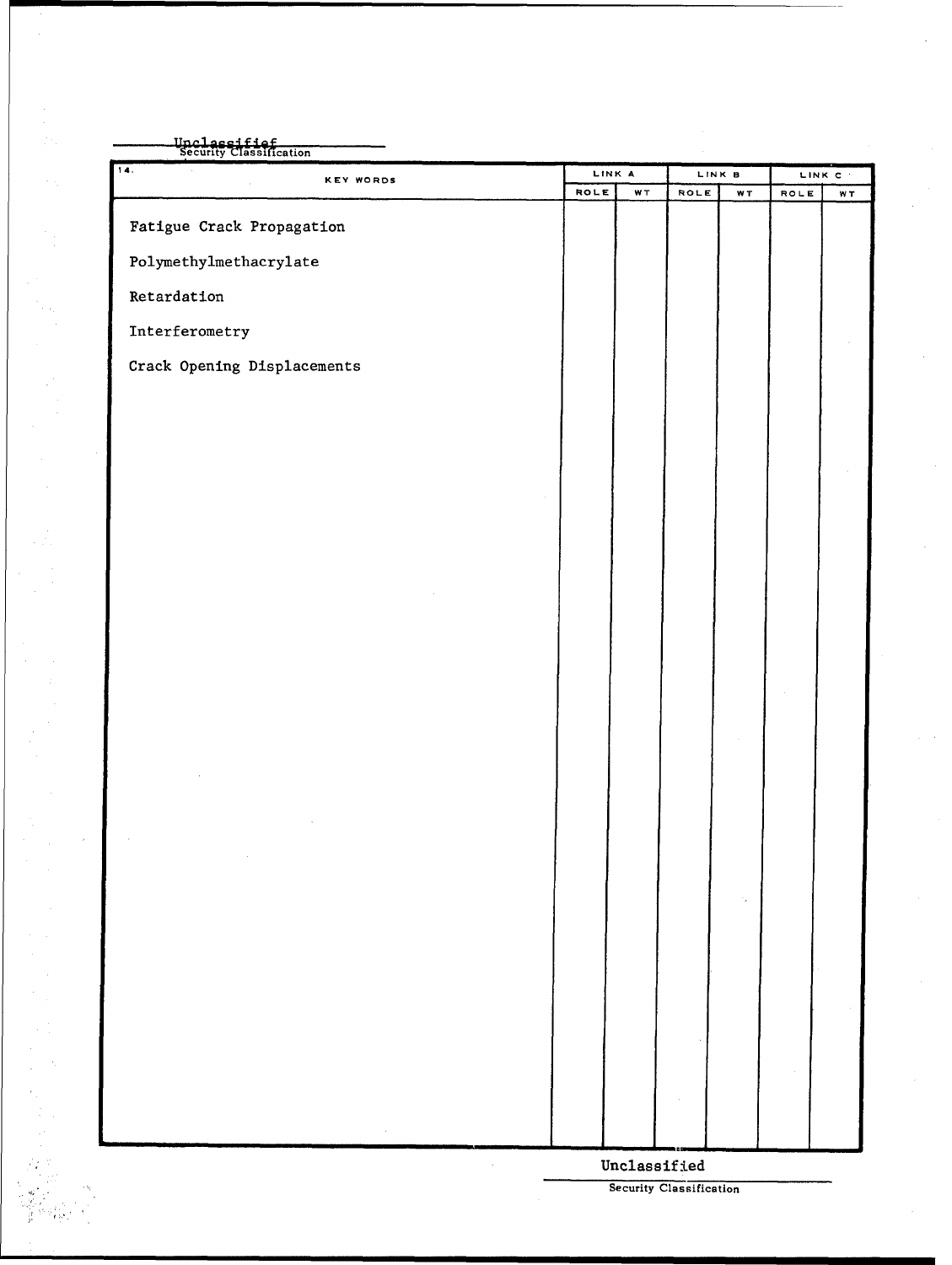Unclassified
Security Classification

| 14. KEY WORDS | LINK A | | LINK B | | LINK C | |
|---|---|---|---|---|---|---|
| | ROLE | WT | ROLE | WT | ROLE | WT |
| Fatigue Crack Propagation | | | | | | |
| Polymethylmethacrylate | | | | | | |
| Retardation | | | | | | |
| Interferometry | | | | | | |
| Crack Opening Displacements | | | | | | |

Unclassified
Security Classification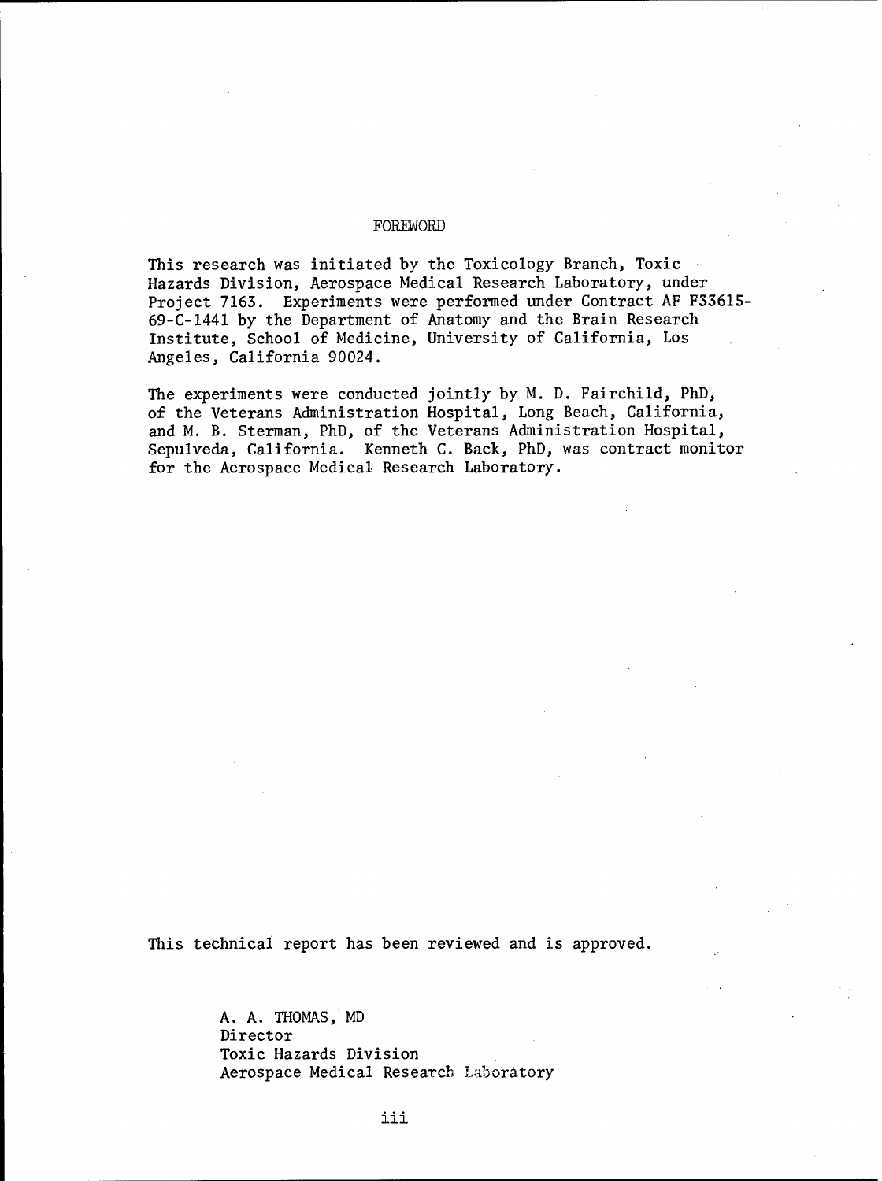# FOREWORD

This research was initiated by the Toxicology Branch, Toxic Hazards Division, Aerospace Medical Research Laboratory, under Project 7163. Experiments were performed under Contract AF F33615-69-C-1441 by the Department of Anatomy and the Brain Research Institute, School of Medicine, University of California, Los Angeles, California 90024.

The experiments were conducted jointly by M. D. Fairchild, PhD, of the Veterans Administration Hospital, Long Beach, California, and M. B. Sterman, PhD, of the Veterans Administration Hospital, Sepulveda, California. Kenneth C. Back, PhD, was contract monitor for the Aerospace Medical Research Laboratory.

This technical report has been reviewed and is approved.

A. A. THOMAS, MD
Director
Toxic Hazards Division
Aerospace Medical Research Laboratory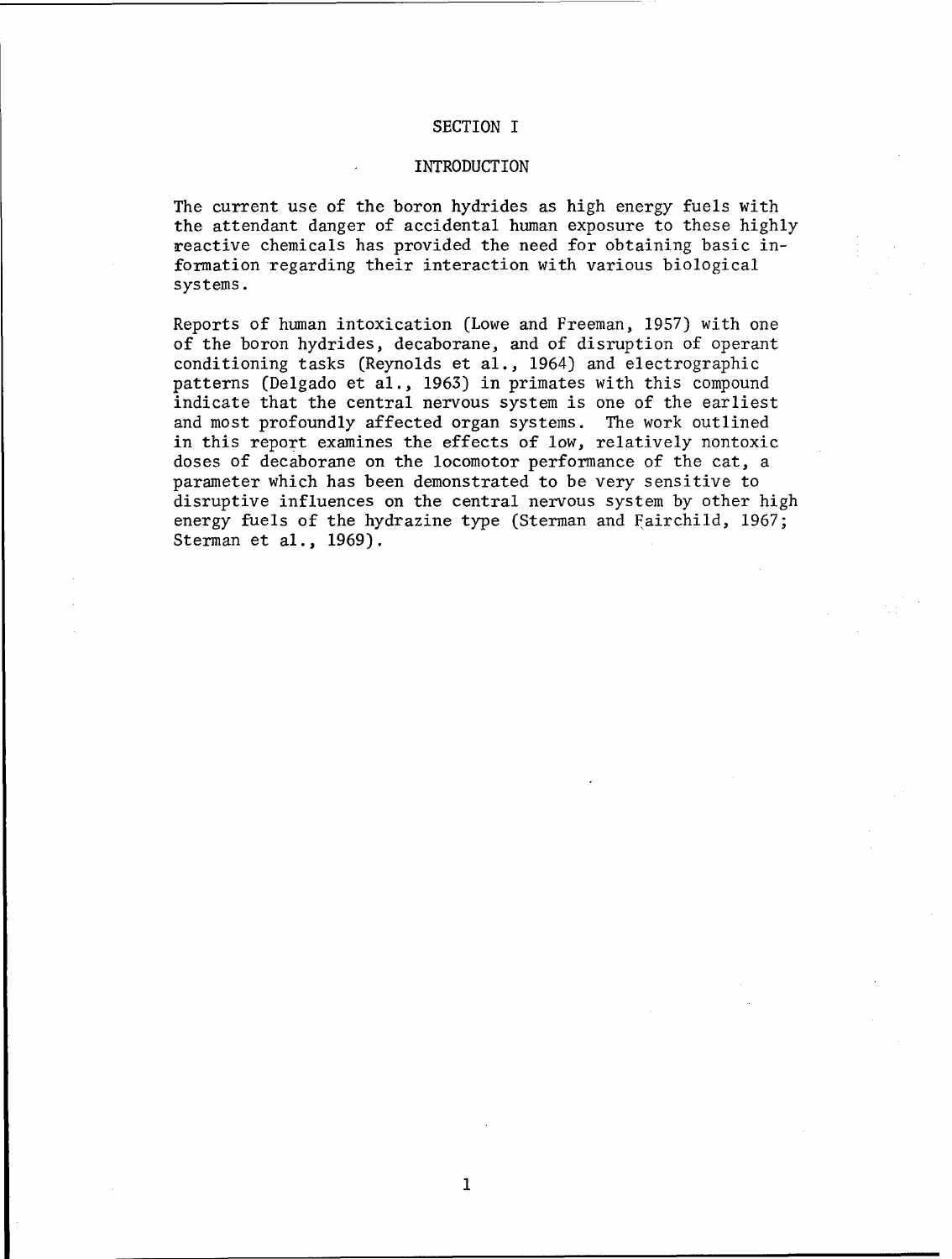# SECTION I

## INTRODUCTION

The current use of the boron hydrides as high energy fuels with the attendant danger of accidental human exposure to these highly reactive chemicals has provided the need for obtaining basic information regarding their interaction with various biological systems.

Reports of human intoxication (Lowe and Freeman, 1957) with one of the boron hydrides, decaborane, and of disruption of operant conditioning tasks (Reynolds et al., 1964) and electrographic patterns (Delgado et al., 1963) in primates with this compound indicate that the central nervous system is one of the earliest and most profoundly affected organ systems. The work outlined in this report examines the effects of low, relatively nontoxic doses of decaborane on the locomotor performance of the cat, a parameter which has been demonstrated to be very sensitive to disruptive influences on the central nervous system by other high energy fuels of the hydrazine type (Sterman and Fairchild, 1967; Sterman et al., 1969).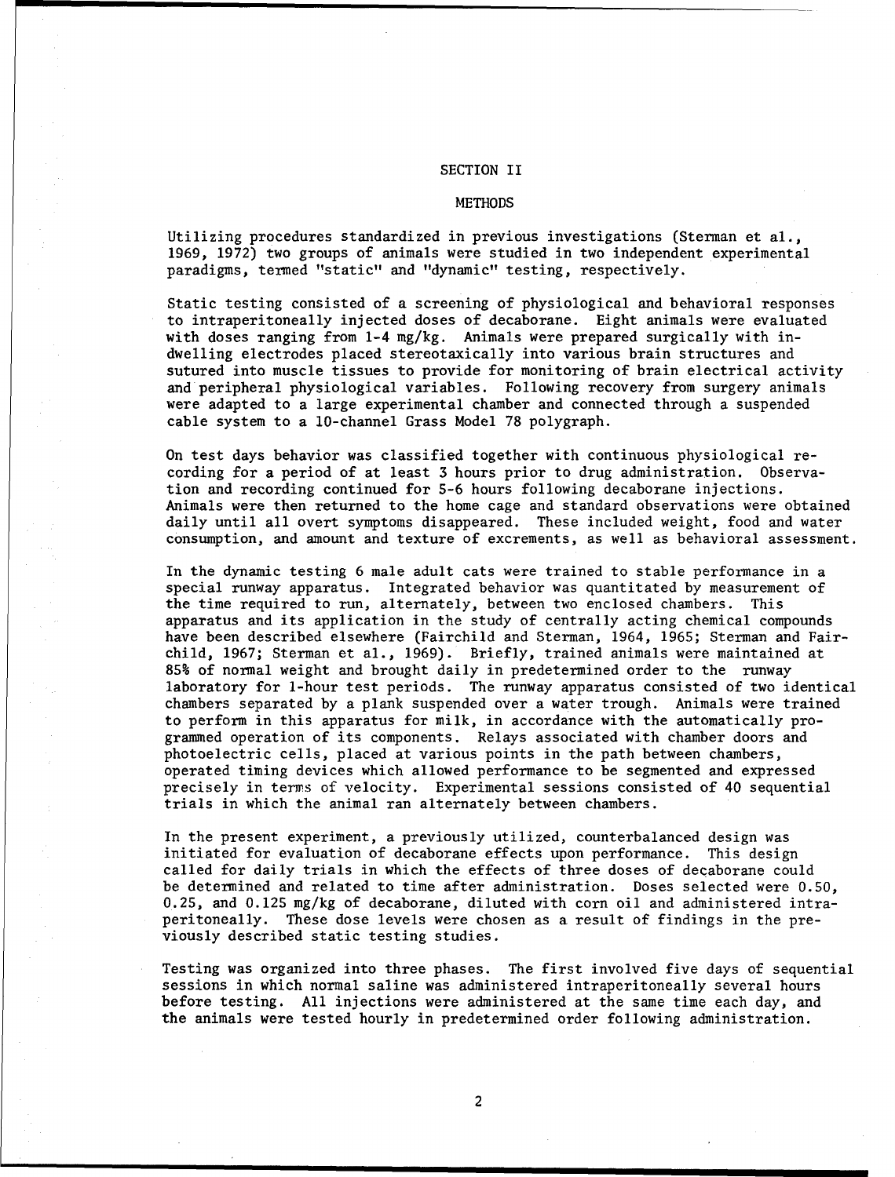## SECTION II

## METHODS

Utilizing procedures standardized in previous investigations (Sterman et al., 1969, 1972) two groups of animals were studied in two independent experimental paradigms, termed "static" and "dynamic" testing, respectively.

Static testing consisted of a screening of physiological and behavioral responses to intraperitoneally injected doses of decaborane. Eight animals were evaluated with doses ranging from 1-4 mg/kg. Animals were prepared surgically with in-dwelling electrodes placed stereotaxically into various brain structures and sutured into muscle tissues to provide for monitoring of brain electrical activity and peripheral physiological variables. Following recovery from surgery animals were adapted to a large experimental chamber and connected through a suspended cable system to a 10-channel Grass Model 78 polygraph.

On test days behavior was classified together with continuous physiological recording for a period of at least 3 hours prior to drug administration. Observation and recording continued for 5-6 hours following decaborane injections. Animals were then returned to the home cage and standard observations were obtained daily until all overt symptoms disappeared. These included weight, food and water consumption, and amount and texture of excrements, as well as behavioral assessment.

In the dynamic testing 6 male adult cats were trained to stable performance in a special runway apparatus. Integrated behavior was quantitated by measurement of the time required to run, alternately, between two enclosed chambers. This apparatus and its application in the study of centrally acting chemical compounds have been described elsewhere (Fairchild and Sterman, 1964, 1965; Sterman and Fairchild, 1967; Sterman et al., 1969). Briefly, trained animals were maintained at 85% of normal weight and brought daily in predetermined order to the runway laboratory for 1-hour test periods. The runway apparatus consisted of two identical chambers separated by a plank suspended over a water trough. Animals were trained to perform in this apparatus for milk, in accordance with the automatically programmed operation of its components. Relays associated with chamber doors and photoelectric cells, placed at various points in the path between chambers, operated timing devices which allowed performance to be segmented and expressed precisely in terms of velocity. Experimental sessions consisted of 40 sequential trials in which the animal ran alternately between chambers.

In the present experiment, a previously utilized, counterbalanced design was initiated for evaluation of decaborane effects upon performance. This design called for daily trials in which the effects of three doses of decaborane could be determined and related to time after administration. Doses selected were 0.50, 0.25, and 0.125 mg/kg of decaborane, diluted with corn oil and administered intraperitoneally. These dose levels were chosen as a result of findings in the previously described static testing studies.

Testing was organized into three phases. The first involved five days of sequential sessions in which normal saline was administered intraperitoneally several hours before testing. All injections were administered at the same time each day, and the animals were tested hourly in predetermined order following administration.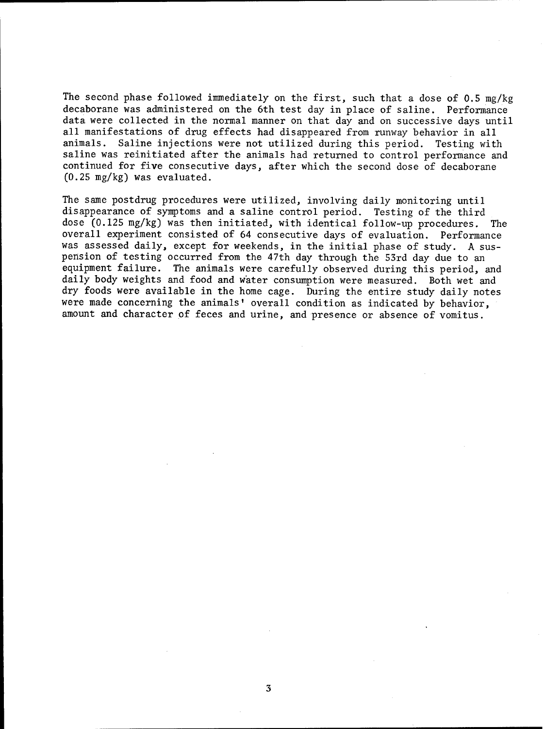The second phase followed immediately on the first, such that a dose of 0.5 mg/kg decaborane was administered on the 6th test day in place of saline. Performance data were collected in the normal manner on that day and on successive days until all manifestations of drug effects had disappeared from runway behavior in all animals. Saline injections were not utilized during this period. Testing with saline was reinitiated after the animals had returned to control performance and continued for five consecutive days, after which the second dose of decaborane (0.25 mg/kg) was evaluated.

The same postdrug procedures were utilized, involving daily monitoring until disappearance of symptoms and a saline control period. Testing of the third dose (0.125 mg/kg) was then initiated, with identical follow-up procedures. The overall experiment consisted of 64 consecutive days of evaluation. Performance was assessed daily, except for weekends, in the initial phase of study. A suspension of testing occurred from the 47th day through the 53rd day due to an equipment failure. The animals were carefully observed during this period, and daily body weights and food and water consumption were measured. Both wet and dry foods were available in the home cage. During the entire study daily notes were made concerning the animals' overall condition as indicated by behavior, amount and character of feces and urine, and presence or absence of vomitus.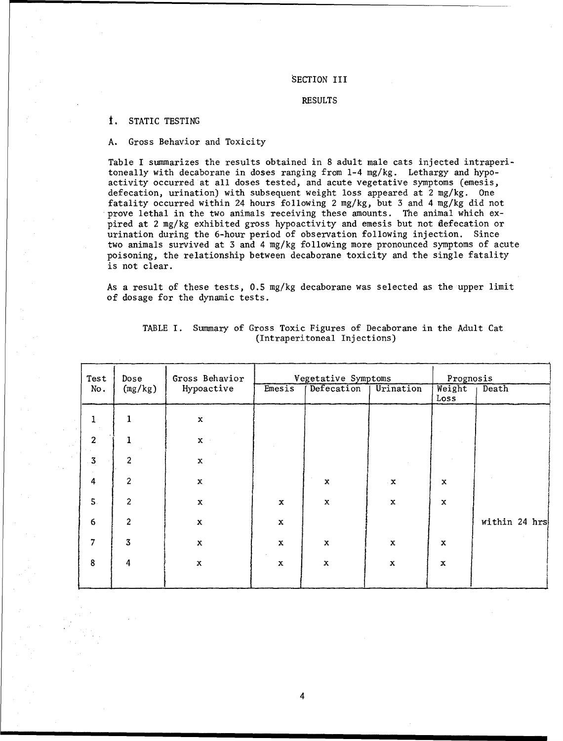# SECTION III

## RESULTS

### I. STATIC TESTING

#### A. Gross Behavior and Toxicity

Table I summarizes the results obtained in 8 adult male cats injected intraperitoneally with decaborane in doses ranging from 1-4 mg/kg. Lethargy and hypoactivity occurred at all doses tested, and acute vegetative symptoms (emesis, defecation, urination) with subsequent weight loss appeared at 2 mg/kg. One fatality occurred within 24 hours following 2 mg/kg, but 3 and 4 mg/kg did not prove lethal in the two animals receiving these amounts. The animal which expired at 2 mg/kg exhibited gross hypoactivity and emesis but not defecation or urination during the 6-hour period of observation following injection. Since two animals survived at 3 and 4 mg/kg following more pronounced symptoms of acute poisoning, the relationship between decaborane toxicity and the single fatality is not clear.

As a result of these tests, 0.5 mg/kg decaborane was selected as the upper limit of dosage for the dynamic tests.

TABLE I. Summary of Gross Toxic Figures of Decaborane in the Adult Cat (Intraperitoneal Injections)

| Test No. | Dose (mg/kg) | Gross Behavior Hypoactive | Vegetative Symptoms | | | Prognosis | |
|---|---|---|---|---|---|---|---|
| | | | Emesis | Defecation | Urination | Weight Loss | Death |
| 1 | 1 | x | | | | | |
| 2 | 1 | x | | | | | |
| 3 | 2 | x | | | | | |
| 4 | 2 | x | | x | x | x | |
| 5 | 2 | x | x | x | x | x | |
| 6 | 2 | x | x | | | | within 24 hrs |
| 7 | 3 | x | x | x | x | x | |
| 8 | 4 | x | x | x | x | x | |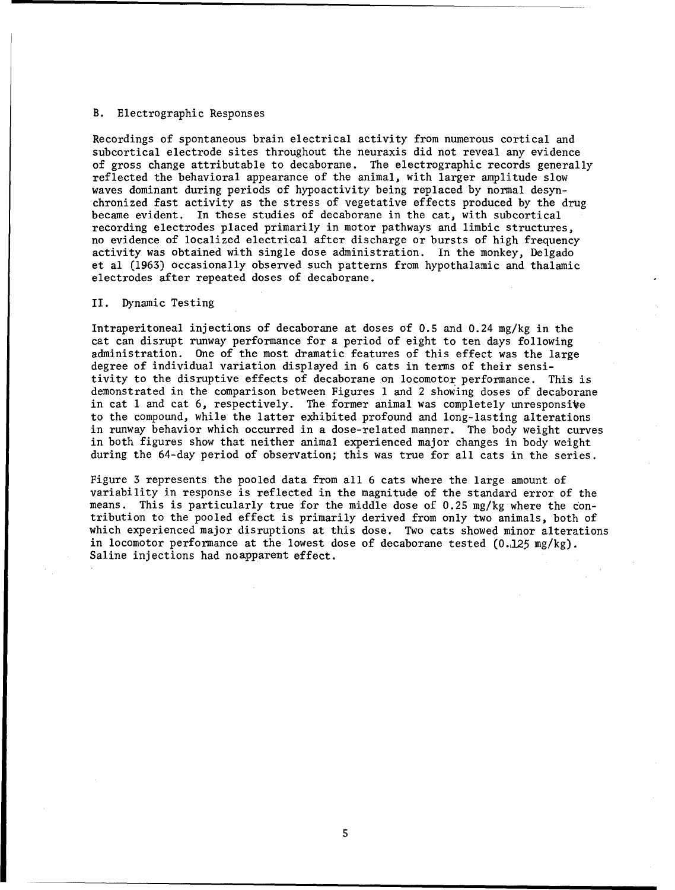### B. Electrographic Responses

Recordings of spontaneous brain electrical activity from numerous cortical and subcortical electrode sites throughout the neuraxis did not reveal any evidence of gross change attributable to decaborane. The electrographic records generally reflected the behavioral appearance of the animal, with larger amplitude slow waves dominant during periods of hypoactivity being replaced by normal desynchronized fast activity as the stress of vegetative effects produced by the drug became evident. In these studies of decaborane in the cat, with subcortical recording electrodes placed primarily in motor pathways and limbic structures, no evidence of localized electrical after discharge or bursts of high frequency activity was obtained with single dose administration. In the monkey, Delgado et al (1963) occasionally observed such patterns from hypothalamic and thalamic electrodes after repeated doses of decaborane.

## II. Dynamic Testing

Intraperitoneal injections of decaborane at doses of 0.5 and 0.24 mg/kg in the cat can disrupt runway performance for a period of eight to ten days following administration. One of the most dramatic features of this effect was the large degree of individual variation displayed in 6 cats in terms of their sensitivity to the disruptive effects of decaborane on locomotor performance. This is demonstrated in the comparison between Figures 1 and 2 showing doses of decaborane in cat 1 and cat 6, respectively. The former animal was completely unresponsive to the compound, while the latter exhibited profound and long-lasting alterations in runway behavior which occurred in a dose-related manner. The body weight curves in both figures show that neither animal experienced major changes in body weight during the 64-day period of observation; this was true for all cats in the series.

Figure 3 represents the pooled data from all 6 cats where the large amount of variability in response is reflected in the magnitude of the standard error of the means. This is particularly true for the middle dose of 0.25 mg/kg where the contribution to the pooled effect is primarily derived from only two animals, both of which experienced major disruptions at this dose. Two cats showed minor alterations in locomotor performance at the lowest dose of decaborane tested (0.125 mg/kg). Saline injections had noapparent effect.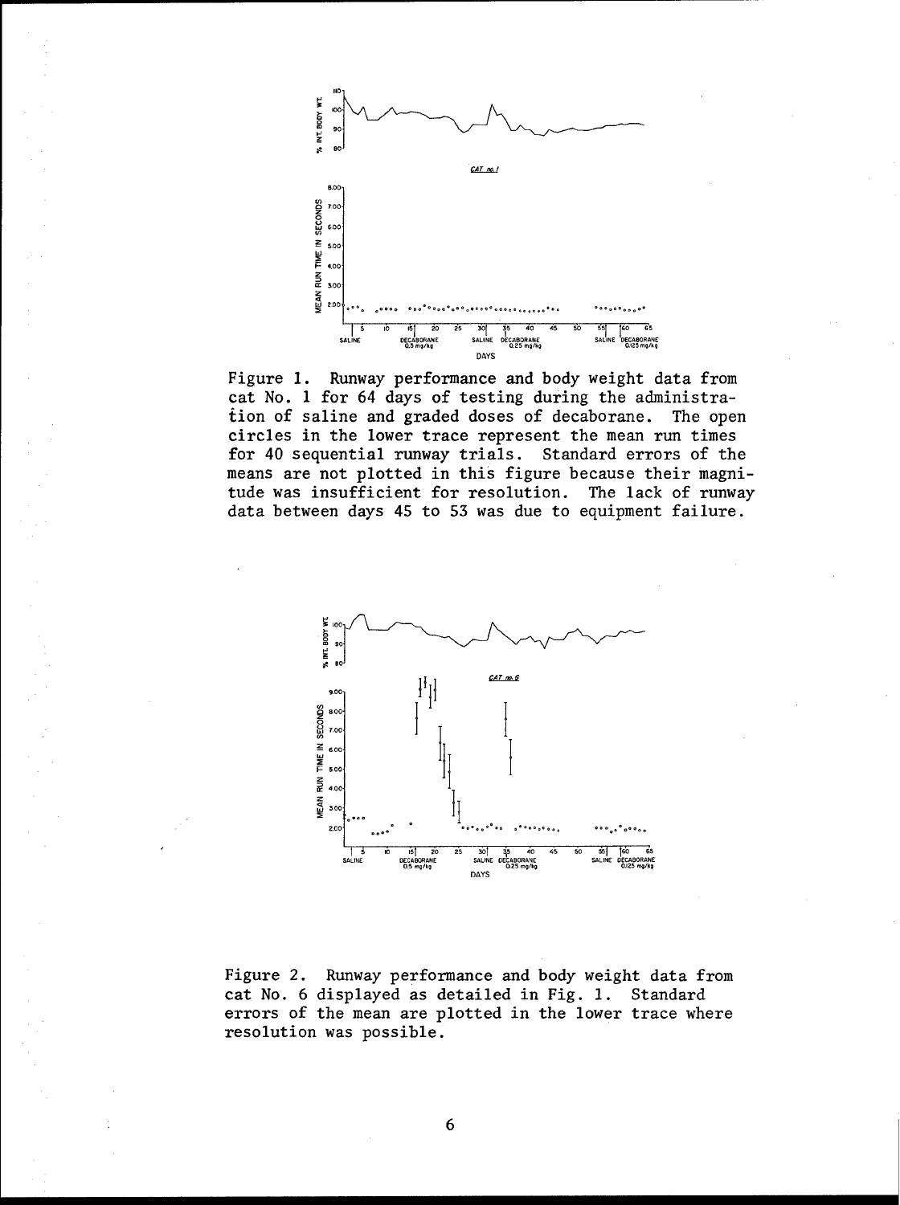Figure 1. Runway performance and body weight data from cat No. 1 for 64 days of testing during the administration of saline and graded doses of decaborane. The open circles in the lower trace represent the mean run times for 40 sequential runway trials. Standard errors of the means are not plotted in this figure because their magnitude was insufficient for resolution. The lack of runway data between days 45 to 53 was due to equipment failure.

Figure 2. Runway performance and body weight data from cat No. 6 displayed as detailed in Fig. 1. Standard errors of the mean are plotted in the lower trace where resolution was possible.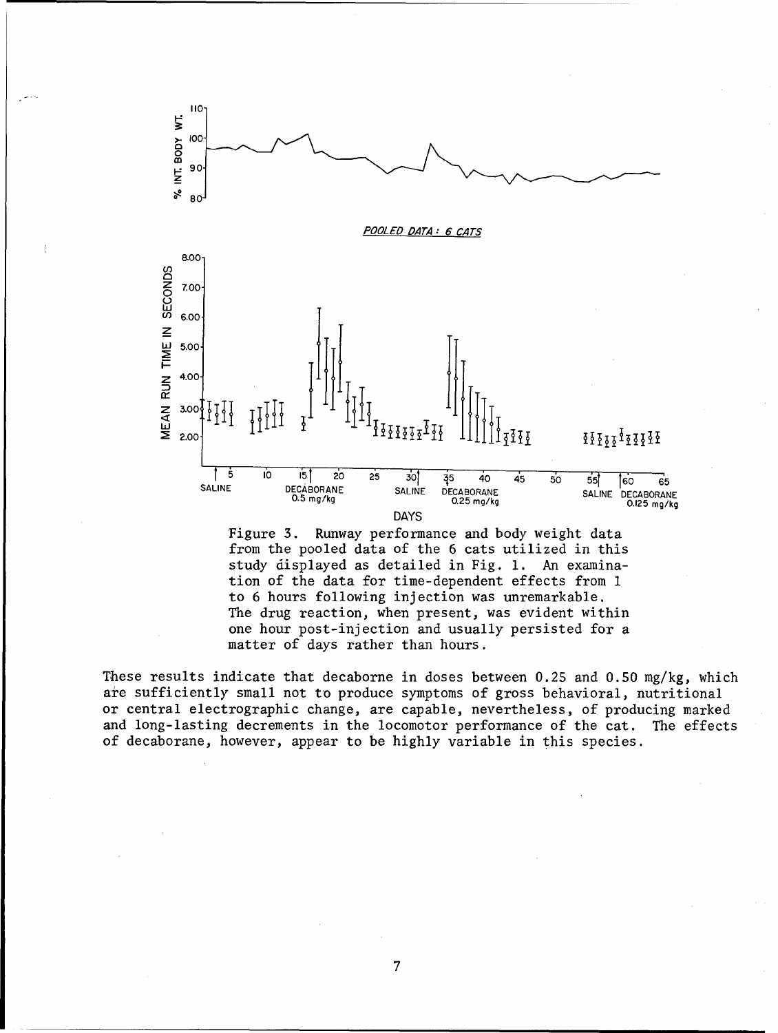Figure 3. Runway performance and body weight data from the pooled data of the 6 cats utilized in this study displayed as detailed in Fig. 1. An examination of the data for time-dependent effects from 1 to 6 hours following injection was unremarkable. The drug reaction, when present, was evident within one hour post-injection and usually persisted for a matter of days rather than hours.

These results indicate that decaborne in doses between 0.25 and 0.50 mg/kg, which are sufficiently small not to produce symptoms of gross behavioral, nutritional or central electrographic change, are capable, nevertheless, of producing marked and long-lasting decrements in the locomotor performance of the cat. The effects of decaborane, however, appear to be highly variable in this species.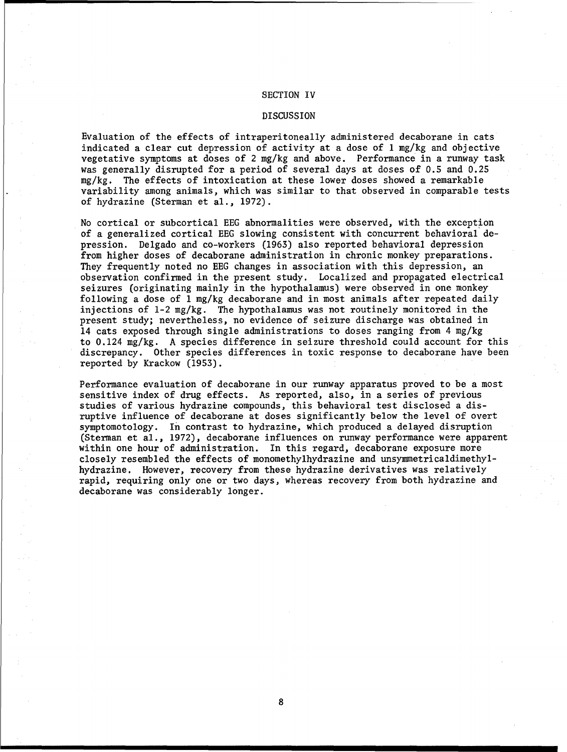## SECTION IV

## DISCUSSION

Evaluation of the effects of intraperitoneally administered decaborane in cats indicated a clear cut depression of activity at a dose of 1 mg/kg and objective vegetative symptoms at doses of 2 mg/kg and above. Performance in a runway task was generally disrupted for a period of several days at doses of 0.5 and 0.25 mg/kg. The effects of intoxication at these lower doses showed a remarkable variability among animals, which was similar to that observed in comparable tests of hydrazine (Sterman et al., 1972).

No cortical or subcortical EEG abnormalities were observed, with the exception of a generalized cortical EEG slowing consistent with concurrent behavioral depression. Delgado and co-workers (1963) also reported behavioral depression from higher doses of decaborane administration in chronic monkey preparations. They frequently noted no EEG changes in association with this depression, an observation confirmed in the present study. Localized and propagated electrical seizures (originating mainly in the hypothalamus) were observed in one monkey following a dose of 1 mg/kg decaborane and in most animals after repeated daily injections of 1-2 mg/kg. The hypothalamus was not routinely monitored in the present study; nevertheless, no evidence of seizure discharge was obtained in 14 cats exposed through single administrations to doses ranging from 4 mg/kg to 0.124 mg/kg. A species difference in seizure threshold could account for this discrepancy. Other species differences in toxic response to decaborane have been reported by Krackow (1953).

Performance evaluation of decaborane in our runway apparatus proved to be a most sensitive index of drug effects. As reported, also, in a series of previous studies of various hydrazine compounds, this behavioral test disclosed a disruptive influence of decaborane at doses significantly below the level of overt symptomotology. In contrast to hydrazine, which produced a delayed disruption (Sterman et al., 1972), decaborane influences on runway performance were apparent within one hour of administration. In this regard, decaborane exposure more closely resembled the effects of monomethylhydrazine and unsymmetricaldimethylhydrazine. However, recovery from these hydrazine derivatives was relatively rapid, requiring only one or two days, whereas recovery from both hydrazine and decaborane was considerably longer.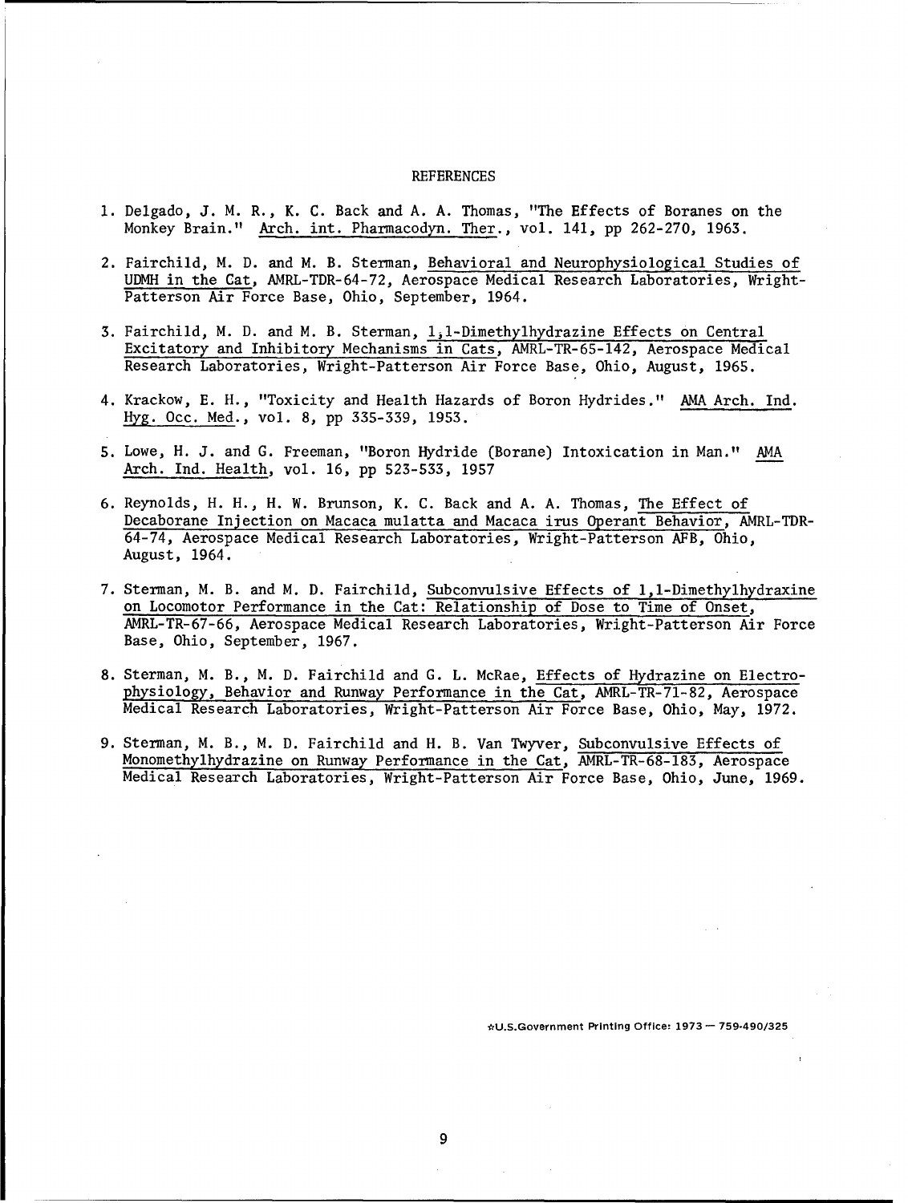## REFERENCES

1. Delgado, J. M. R., K. C. Back and A. A. Thomas, "The Effects of Boranes on the Monkey Brain." Arch. int. Pharmacodyn. Ther., vol. 141, pp 262-270, 1963.

2. Fairchild, M. D. and M. B. Sterman, Behavioral and Neurophysiological Studies of UDMH in the Cat, AMRL-TDR-64-72, Aerospace Medical Research Laboratories, Wright-Patterson Air Force Base, Ohio, September, 1964.

3. Fairchild, M. D. and M. B. Sterman, 1,1-Dimethylhydrazine Effects on Central Excitatory and Inhibitory Mechanisms in Cats, AMRL-TR-65-142, Aerospace Medical Research Laboratories, Wright-Patterson Air Force Base, Ohio, August, 1965.

4. Krackow, E. H., "Toxicity and Health Hazards of Boron Hydrides." AMA Arch. Ind. Hyg. Occ. Med., vol. 8, pp 335-339, 1953.

5. Lowe, H. J. and G. Freeman, "Boron Hydride (Borane) Intoxication in Man." AMA Arch. Ind. Health, vol. 16, pp 523-533, 1957

6. Reynolds, H. H., H. W. Brunson, K. C. Back and A. A. Thomas, The Effect of Decaborane Injection on Macaca mulatta and Macaca irus Operant Behavior, AMRL-TDR-64-74, Aerospace Medical Research Laboratories, Wright-Patterson AFB, Ohio, August, 1964.

7. Sterman, M. B. and M. D. Fairchild, Subconvulsive Effects of 1,1-Dimethylhydraxine on Locomotor Performance in the Cat: Relationship of Dose to Time of Onset, AMRL-TR-67-66, Aerospace Medical Research Laboratories, Wright-Patterson Air Force Base, Ohio, September, 1967.

8. Sterman, M. B., M. D. Fairchild and G. L. McRae, Effects of Hydrazine on Electrophysiology, Behavior and Runway Performance in the Cat, AMRL-TR-71-82, Aerospace Medical Research Laboratories, Wright-Patterson Air Force Base, Ohio, May, 1972.

9. Sterman, M. B., M. D. Fairchild and H. B. Van Twyver, Subconvulsive Effects of Monomethylhydrazine on Runway Performance in the Cat, AMRL-TR-68-183, Aerospace Medical Research Laboratories, Wright-Patterson Air Force Base, Ohio, June, 1969.

☆U.S.Government Printing Office: 1973 — 759-490/325